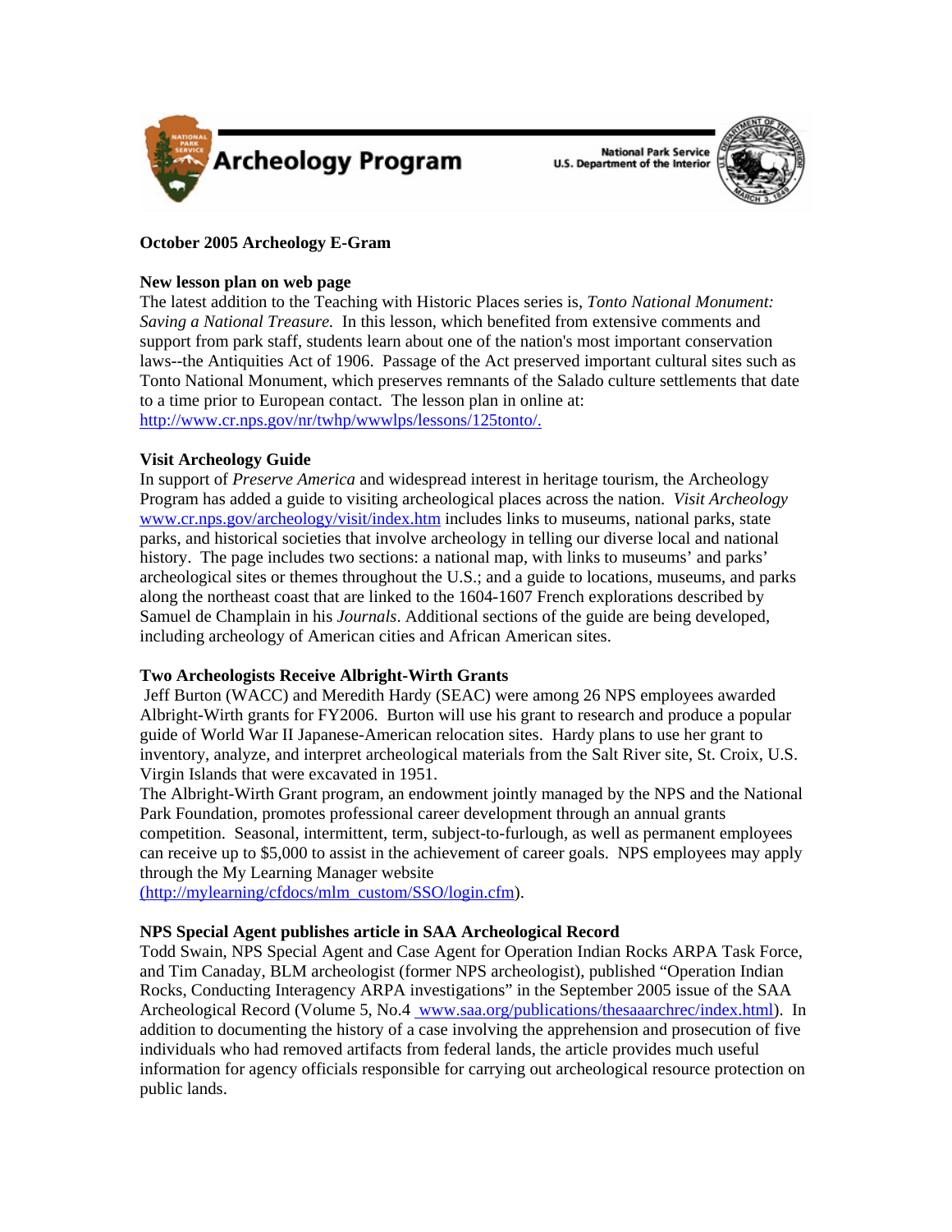Archeology Program

National Park Service
U.S. Department of the Interior

**October 2005 Archeology E-Gram**

**New lesson plan on web page**

The latest addition to the Teaching with Historic Places series is, *Tonto National Monument: Saving a National Treasure.* In this lesson, which benefited from extensive comments and support from park staff, students learn about one of the nation's most important conservation laws--the Antiquities Act of 1906. Passage of the Act preserved important cultural sites such as Tonto National Monument, which preserves remnants of the Salado culture settlements that date to a time prior to European contact. The lesson plan in online at: http://www.cr.nps.gov/nr/twhp/wwwlps/lessons/125tonto/.

**Visit Archeology Guide**

In support of *Preserve America* and widespread interest in heritage tourism, the Archeology Program has added a guide to visiting archeological places across the nation. *Visit Archeology* www.cr.nps.gov/archeology/visit/index.htm includes links to museums, national parks, state parks, and historical societies that involve archeology in telling our diverse local and national history. The page includes two sections: a national map, with links to museums' and parks' archeological sites or themes throughout the U.S.; and a guide to locations, museums, and parks along the northeast coast that are linked to the 1604-1607 French explorations described by Samuel de Champlain in his *Journals*. Additional sections of the guide are being developed, including archeology of American cities and African American sites.

**Two Archeologists Receive Albright-Wirth Grants**

Jeff Burton (WACC) and Meredith Hardy (SEAC) were among 26 NPS employees awarded Albright-Wirth grants for FY2006. Burton will use his grant to research and produce a popular guide of World War II Japanese-American relocation sites. Hardy plans to use her grant to inventory, analyze, and interpret archeological materials from the Salt River site, St. Croix, U.S. Virgin Islands that were excavated in 1951.

The Albright-Wirth Grant program, an endowment jointly managed by the NPS and the National Park Foundation, promotes professional career development through an annual grants competition. Seasonal, intermittent, term, subject-to-furlough, as well as permanent employees can receive up to $5,000 to assist in the achievement of career goals. NPS employees may apply through the My Learning Manager website (http://mylearning/cfdocs/mlm_custom/SSO/login.cfm).

**NPS Special Agent publishes article in SAA Archeological Record**

Todd Swain, NPS Special Agent and Case Agent for Operation Indian Rocks ARPA Task Force, and Tim Canaday, BLM archeologist (former NPS archeologist), published "Operation Indian Rocks, Conducting Interagency ARPA investigations" in the September 2005 issue of the SAA Archeological Record (Volume 5, No.4 www.saa.org/publications/thesaaarchrec/index.html). In addition to documenting the history of a case involving the apprehension and prosecution of five individuals who had removed artifacts from federal lands, the article provides much useful information for agency officials responsible for carrying out archeological resource protection on public lands.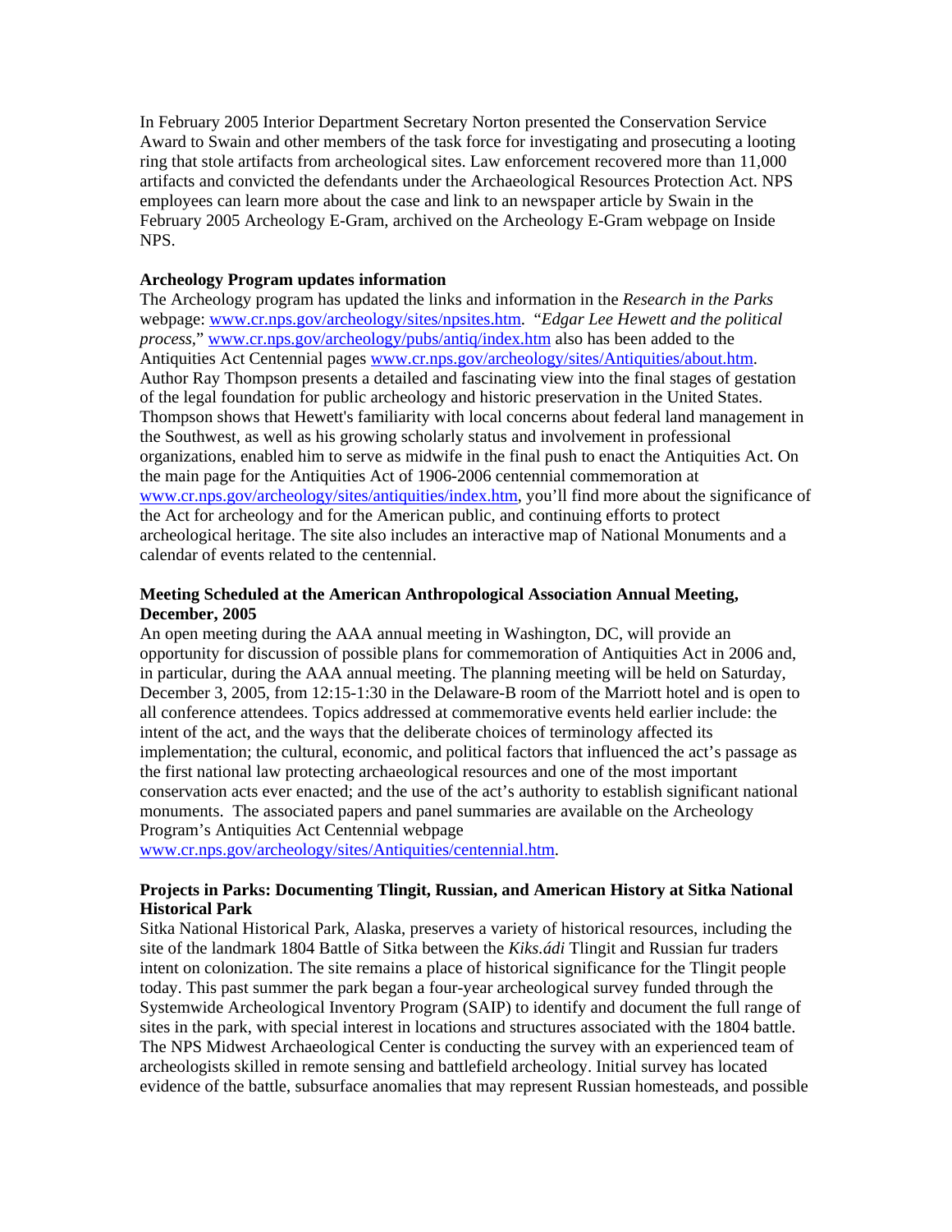In February 2005 Interior Department Secretary Norton presented the Conservation Service Award to Swain and other members of the task force for investigating and prosecuting a looting ring that stole artifacts from archeological sites. Law enforcement recovered more than 11,000 artifacts and convicted the defendants under the Archaeological Resources Protection Act. NPS employees can learn more about the case and link to an newspaper article by Swain in the February 2005 Archeology E-Gram, archived on the Archeology E-Gram webpage on Inside NPS.

**Archeology Program updates information**

The Archeology program has updated the links and information in the *Research in the Parks* webpage: www.cr.nps.gov/archeology/sites/npsites.htm. "*Edgar Lee Hewett and the political process*," www.cr.nps.gov/archeology/pubs/antiq/index.htm also has been added to the Antiquities Act Centennial pages www.cr.nps.gov/archeology/sites/Antiquities/about.htm. Author Ray Thompson presents a detailed and fascinating view into the final stages of gestation of the legal foundation for public archeology and historic preservation in the United States. Thompson shows that Hewett's familiarity with local concerns about federal land management in the Southwest, as well as his growing scholarly status and involvement in professional organizations, enabled him to serve as midwife in the final push to enact the Antiquities Act. On the main page for the Antiquities Act of 1906-2006 centennial commemoration at www.cr.nps.gov/archeology/sites/antiquities/index.htm, you'll find more about the significance of the Act for archeology and for the American public, and continuing efforts to protect archeological heritage. The site also includes an interactive map of National Monuments and a calendar of events related to the centennial.

**Meeting Scheduled at the American Anthropological Association Annual Meeting, December, 2005**

An open meeting during the AAA annual meeting in Washington, DC, will provide an opportunity for discussion of possible plans for commemoration of Antiquities Act in 2006 and, in particular, during the AAA annual meeting. The planning meeting will be held on Saturday, December 3, 2005, from 12:15-1:30 in the Delaware-B room of the Marriott hotel and is open to all conference attendees. Topics addressed at commemorative events held earlier include: the intent of the act, and the ways that the deliberate choices of terminology affected its implementation; the cultural, economic, and political factors that influenced the act's passage as the first national law protecting archaeological resources and one of the most important conservation acts ever enacted; and the use of the act's authority to establish significant national monuments. The associated papers and panel summaries are available on the Archeology Program's Antiquities Act Centennial webpage www.cr.nps.gov/archeology/sites/Antiquities/centennial.htm.

**Projects in Parks: Documenting Tlingit, Russian, and American History at Sitka National Historical Park**

Sitka National Historical Park, Alaska, preserves a variety of historical resources, including the site of the landmark 1804 Battle of Sitka between the *Kiks.ádi* Tlingit and Russian fur traders intent on colonization. The site remains a place of historical significance for the Tlingit people today. This past summer the park began a four-year archeological survey funded through the Systemwide Archeological Inventory Program (SAIP) to identify and document the full range of sites in the park, with special interest in locations and structures associated with the 1804 battle. The NPS Midwest Archaeological Center is conducting the survey with an experienced team of archeologists skilled in remote sensing and battlefield archeology. Initial survey has located evidence of the battle, subsurface anomalies that may represent Russian homesteads, and possible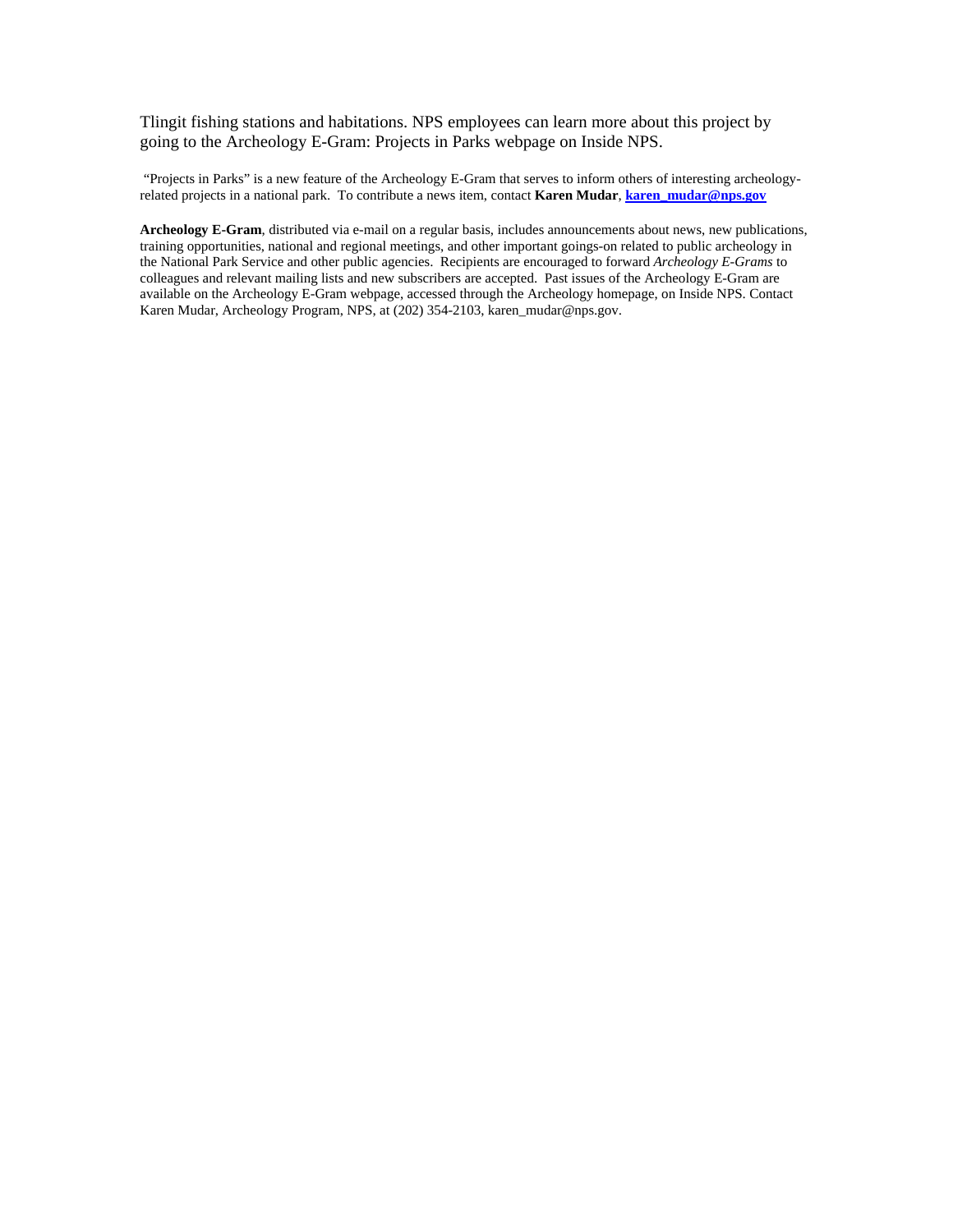Tlingit fishing stations and habitations. NPS employees can learn more about this project by going to the Archeology E-Gram: Projects in Parks webpage on Inside NPS.

"Projects in Parks" is a new feature of the Archeology E-Gram that serves to inform others of interesting archeology-related projects in a national park. To contribute a news item, contact **Karen Mudar**, **karen_mudar@nps.gov**

**Archeology E-Gram**, distributed via e-mail on a regular basis, includes announcements about news, new publications, training opportunities, national and regional meetings, and other important goings-on related to public archeology in the National Park Service and other public agencies. Recipients are encouraged to forward *Archeology E-Grams* to colleagues and relevant mailing lists and new subscribers are accepted. Past issues of the Archeology E-Gram are available on the Archeology E-Gram webpage, accessed through the Archeology homepage, on Inside NPS. Contact Karen Mudar, Archeology Program, NPS, at (202) 354-2103, karen_mudar@nps.gov.